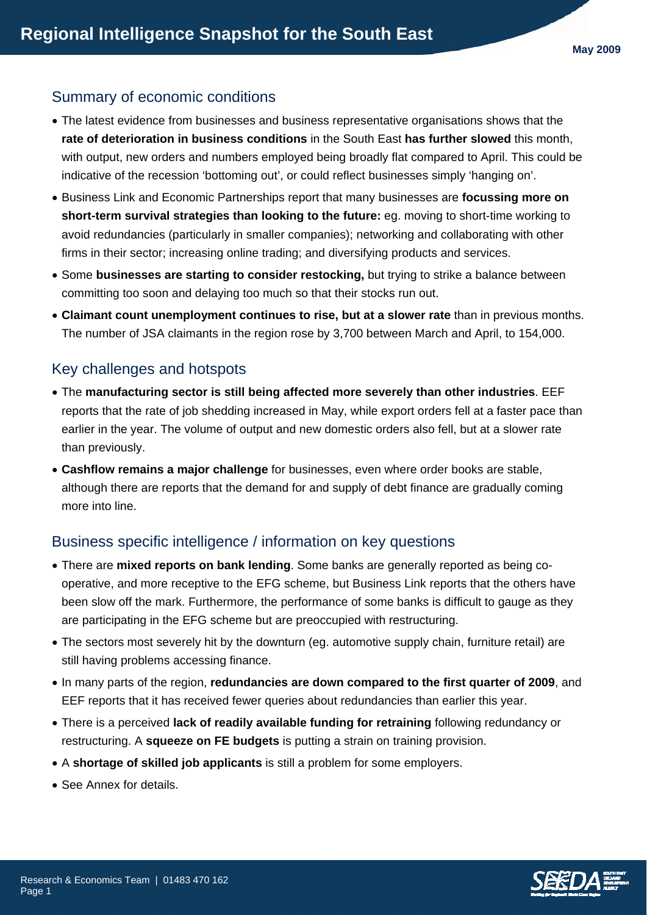# Regional Intelligence Snapshot for the South East

May 2009

## Summary of economic conditions

- The latest evidence from businesses and business representative organisations shows that the **rate of deterioration in business conditions** in the South East **has further slowed** this month, with output, new orders and numbers employed being broadly flat compared to April. This could be indicative of the recession 'bottoming out', or could reflect businesses simply 'hanging on'.
- Business Link and Economic Partnerships report that many businesses are **focussing more on short-term survival strategies than looking to the future:** eg. moving to short-time working to avoid redundancies (particularly in smaller companies); networking and collaborating with other firms in their sector; increasing online trading; and diversifying products and services.
- Some **businesses are starting to consider restocking,** but trying to strike a balance between committing too soon and delaying too much so that their stocks run out.
- **Claimant count unemployment continues to rise, but at a slower rate** than in previous months. The number of JSA claimants in the region rose by 3,700 between March and April, to 154,000.

## Key challenges and hotspots

- The **manufacturing sector is still being affected more severely than other industries**. EEF reports that the rate of job shedding increased in May, while export orders fell at a faster pace than earlier in the year. The volume of output and new domestic orders also fell, but at a slower rate than previously.
- **Cashflow remains a major challenge** for businesses, even where order books are stable, although there are reports that the demand for and supply of debt finance are gradually coming more into line.

## Business specific intelligence / information on key questions

- There are **mixed reports on bank lending**. Some banks are generally reported as being co-operative, and more receptive to the EFG scheme, but Business Link reports that the others have been slow off the mark. Furthermore, the performance of some banks is difficult to gauge as they are participating in the EFG scheme but are preoccupied with restructuring.
- The sectors most severely hit by the downturn (eg. automotive supply chain, furniture retail) are still having problems accessing finance.
- In many parts of the region, **redundancies are down compared to the first quarter of 2009**, and EEF reports that it has received fewer queries about redundancies than earlier this year.
- There is a perceived **lack of readily available funding for retraining** following redundancy or restructuring. A **squeeze on FE budgets** is putting a strain on training provision.
- A **shortage of skilled job applicants** is still a problem for some employers.
- See Annex for details.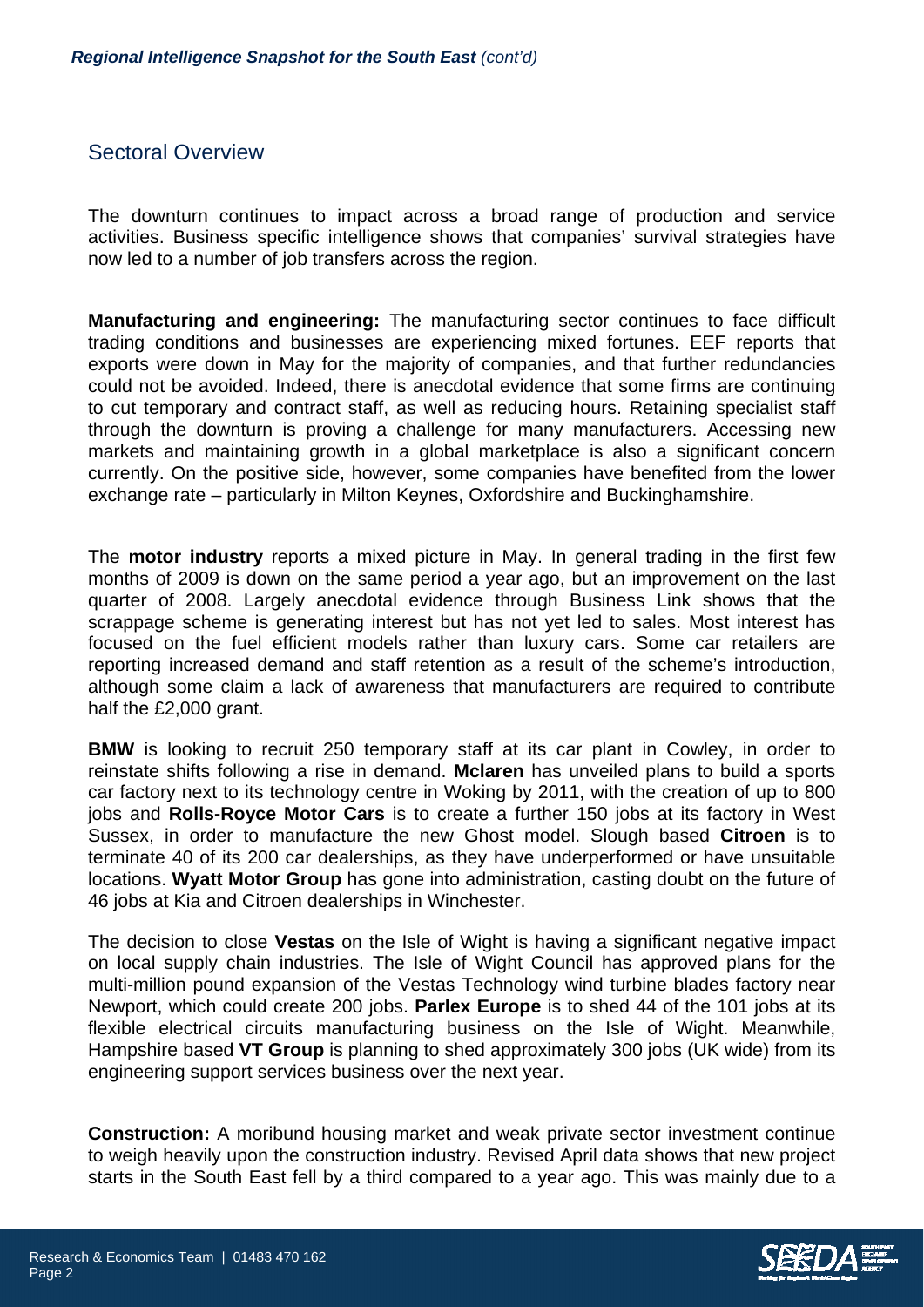## Sectoral Overview

The downturn continues to impact across a broad range of production and service activities. Business specific intelligence shows that companies' survival strategies have now led to a number of job transfers across the region.

**Manufacturing and engineering:** The manufacturing sector continues to face difficult trading conditions and businesses are experiencing mixed fortunes. EEF reports that exports were down in May for the majority of companies, and that further redundancies could not be avoided. Indeed, there is anecdotal evidence that some firms are continuing to cut temporary and contract staff, as well as reducing hours. Retaining specialist staff through the downturn is proving a challenge for many manufacturers. Accessing new markets and maintaining growth in a global marketplace is also a significant concern currently. On the positive side, however, some companies have benefited from the lower exchange rate – particularly in Milton Keynes, Oxfordshire and Buckinghamshire.

The **motor industry** reports a mixed picture in May. In general trading in the first few months of 2009 is down on the same period a year ago, but an improvement on the last quarter of 2008. Largely anecdotal evidence through Business Link shows that the scrappage scheme is generating interest but has not yet led to sales. Most interest has focused on the fuel efficient models rather than luxury cars. Some car retailers are reporting increased demand and staff retention as a result of the scheme's introduction, although some claim a lack of awareness that manufacturers are required to contribute half the £2,000 grant.

**BMW** is looking to recruit 250 temporary staff at its car plant in Cowley, in order to reinstate shifts following a rise in demand. **Mclaren** has unveiled plans to build a sports car factory next to its technology centre in Woking by 2011, with the creation of up to 800 jobs and **Rolls-Royce Motor Cars** is to create a further 150 jobs at its factory in West Sussex, in order to manufacture the new Ghost model. Slough based **Citroen** is to terminate 40 of its 200 car dealerships, as they have underperformed or have unsuitable locations. **Wyatt Motor Group** has gone into administration, casting doubt on the future of 46 jobs at Kia and Citroen dealerships in Winchester.

The decision to close **Vestas** on the Isle of Wight is having a significant negative impact on local supply chain industries. The Isle of Wight Council has approved plans for the multi-million pound expansion of the Vestas Technology wind turbine blades factory near Newport, which could create 200 jobs. **Parlex Europe** is to shed 44 of the 101 jobs at its flexible electrical circuits manufacturing business on the Isle of Wight. Meanwhile, Hampshire based **VT Group** is planning to shed approximately 300 jobs (UK wide) from its engineering support services business over the next year.

**Construction:** A moribund housing market and weak private sector investment continue to weigh heavily upon the construction industry. Revised April data shows that new project starts in the South East fell by a third compared to a year ago. This was mainly due to a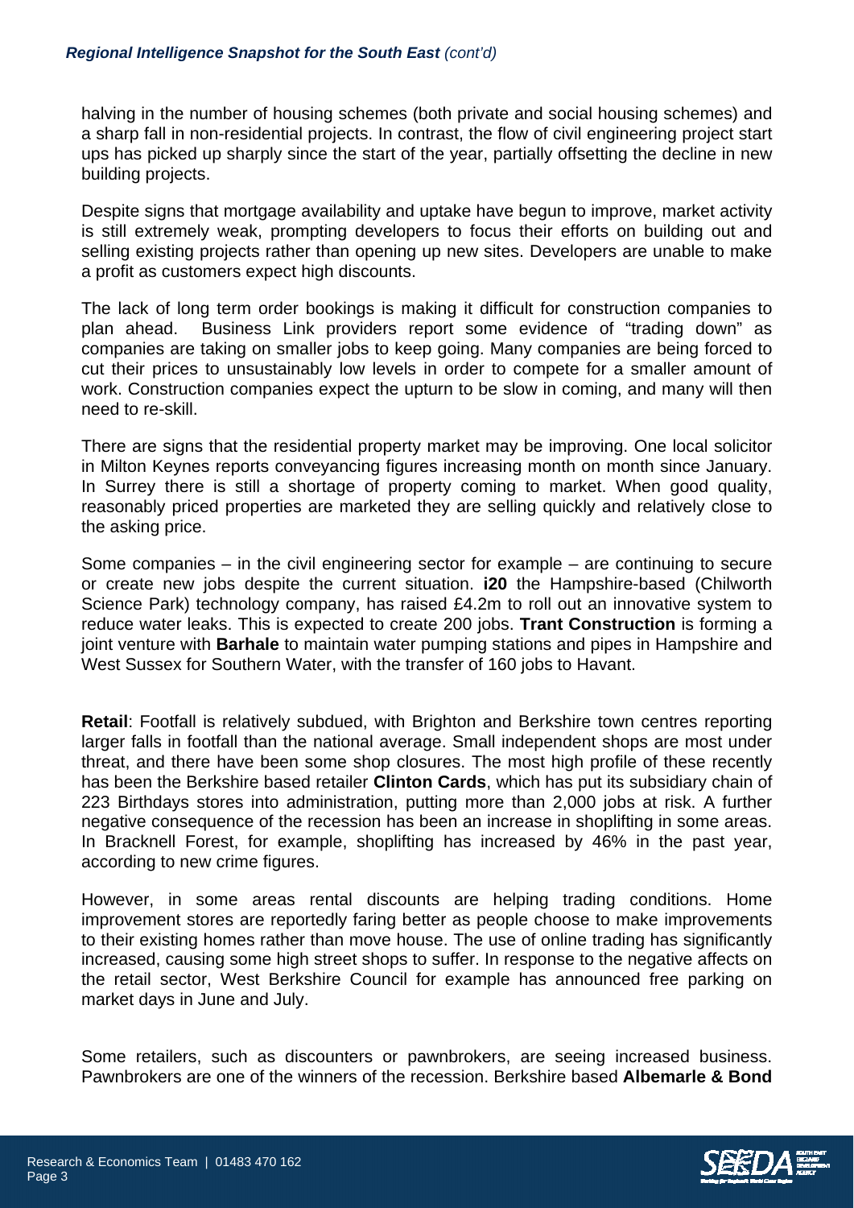halving in the number of housing schemes (both private and social housing schemes) and a sharp fall in non-residential projects. In contrast, the flow of civil engineering project start ups has picked up sharply since the start of the year, partially offsetting the decline in new building projects.

Despite signs that mortgage availability and uptake have begun to improve, market activity is still extremely weak, prompting developers to focus their efforts on building out and selling existing projects rather than opening up new sites. Developers are unable to make a profit as customers expect high discounts.

The lack of long term order bookings is making it difficult for construction companies to plan ahead. Business Link providers report some evidence of "trading down" as companies are taking on smaller jobs to keep going. Many companies are being forced to cut their prices to unsustainably low levels in order to compete for a smaller amount of work. Construction companies expect the upturn to be slow in coming, and many will then need to re-skill.

There are signs that the residential property market may be improving. One local solicitor in Milton Keynes reports conveyancing figures increasing month on month since January. In Surrey there is still a shortage of property coming to market. When good quality, reasonably priced properties are marketed they are selling quickly and relatively close to the asking price.

Some companies – in the civil engineering sector for example – are continuing to secure or create new jobs despite the current situation. **i20** the Hampshire-based (Chilworth Science Park) technology company, has raised £4.2m to roll out an innovative system to reduce water leaks. This is expected to create 200 jobs. **Trant Construction** is forming a joint venture with **Barhale** to maintain water pumping stations and pipes in Hampshire and West Sussex for Southern Water, with the transfer of 160 jobs to Havant.

**Retail**: Footfall is relatively subdued, with Brighton and Berkshire town centres reporting larger falls in footfall than the national average. Small independent shops are most under threat, and there have been some shop closures. The most high profile of these recently has been the Berkshire based retailer **Clinton Cards**, which has put its subsidiary chain of 223 Birthdays stores into administration, putting more than 2,000 jobs at risk. A further negative consequence of the recession has been an increase in shoplifting in some areas. In Bracknell Forest, for example, shoplifting has increased by 46% in the past year, according to new crime figures.

However, in some areas rental discounts are helping trading conditions. Home improvement stores are reportedly faring better as people choose to make improvements to their existing homes rather than move house. The use of online trading has significantly increased, causing some high street shops to suffer. In response to the negative affects on the retail sector, West Berkshire Council for example has announced free parking on market days in June and July.

Some retailers, such as discounters or pawnbrokers, are seeing increased business. Pawnbrokers are one of the winners of the recession. Berkshire based **Albemarle & Bond**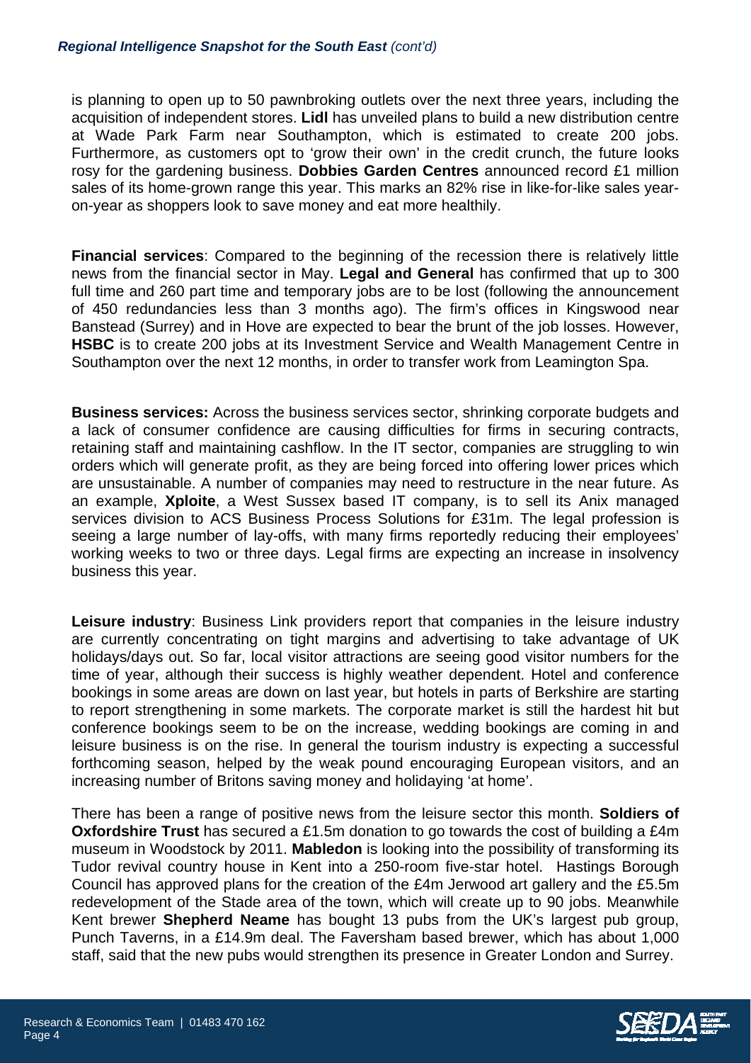is planning to open up to 50 pawnbroking outlets over the next three years, including the acquisition of independent stores. **Lidl** has unveiled plans to build a new distribution centre at Wade Park Farm near Southampton, which is estimated to create 200 jobs. Furthermore, as customers opt to 'grow their own' in the credit crunch, the future looks rosy for the gardening business. **Dobbies Garden Centres** announced record £1 million sales of its home-grown range this year. This marks an 82% rise in like-for-like sales year-on-year as shoppers look to save money and eat more healthily.

**Financial services**: Compared to the beginning of the recession there is relatively little news from the financial sector in May. **Legal and General** has confirmed that up to 300 full time and 260 part time and temporary jobs are to be lost (following the announcement of 450 redundancies less than 3 months ago). The firm's offices in Kingswood near Banstead (Surrey) and in Hove are expected to bear the brunt of the job losses. However, **HSBC** is to create 200 jobs at its Investment Service and Wealth Management Centre in Southampton over the next 12 months, in order to transfer work from Leamington Spa.

**Business services:** Across the business services sector, shrinking corporate budgets and a lack of consumer confidence are causing difficulties for firms in securing contracts, retaining staff and maintaining cashflow. In the IT sector, companies are struggling to win orders which will generate profit, as they are being forced into offering lower prices which are unsustainable. A number of companies may need to restructure in the near future. As an example, **Xploite**, a West Sussex based IT company, is to sell its Anix managed services division to ACS Business Process Solutions for £31m. The legal profession is seeing a large number of lay-offs, with many firms reportedly reducing their employees' working weeks to two or three days. Legal firms are expecting an increase in insolvency business this year.

**Leisure industry**: Business Link providers report that companies in the leisure industry are currently concentrating on tight margins and advertising to take advantage of UK holidays/days out. So far, local visitor attractions are seeing good visitor numbers for the time of year, although their success is highly weather dependent. Hotel and conference bookings in some areas are down on last year, but hotels in parts of Berkshire are starting to report strengthening in some markets. The corporate market is still the hardest hit but conference bookings seem to be on the increase, wedding bookings are coming in and leisure business is on the rise. In general the tourism industry is expecting a successful forthcoming season, helped by the weak pound encouraging European visitors, and an increasing number of Britons saving money and holidaying 'at home'.

There has been a range of positive news from the leisure sector this month. **Soldiers of Oxfordshire Trust** has secured a £1.5m donation to go towards the cost of building a £4m museum in Woodstock by 2011. **Mabledon** is looking into the possibility of transforming its Tudor revival country house in Kent into a 250-room five-star hotel. Hastings Borough Council has approved plans for the creation of the £4m Jerwood art gallery and the £5.5m redevelopment of the Stade area of the town, which will create up to 90 jobs. Meanwhile Kent brewer **Shepherd Neame** has bought 13 pubs from the UK's largest pub group, Punch Taverns, in a £14.9m deal. The Faversham based brewer, which has about 1,000 staff, said that the new pubs would strengthen its presence in Greater London and Surrey.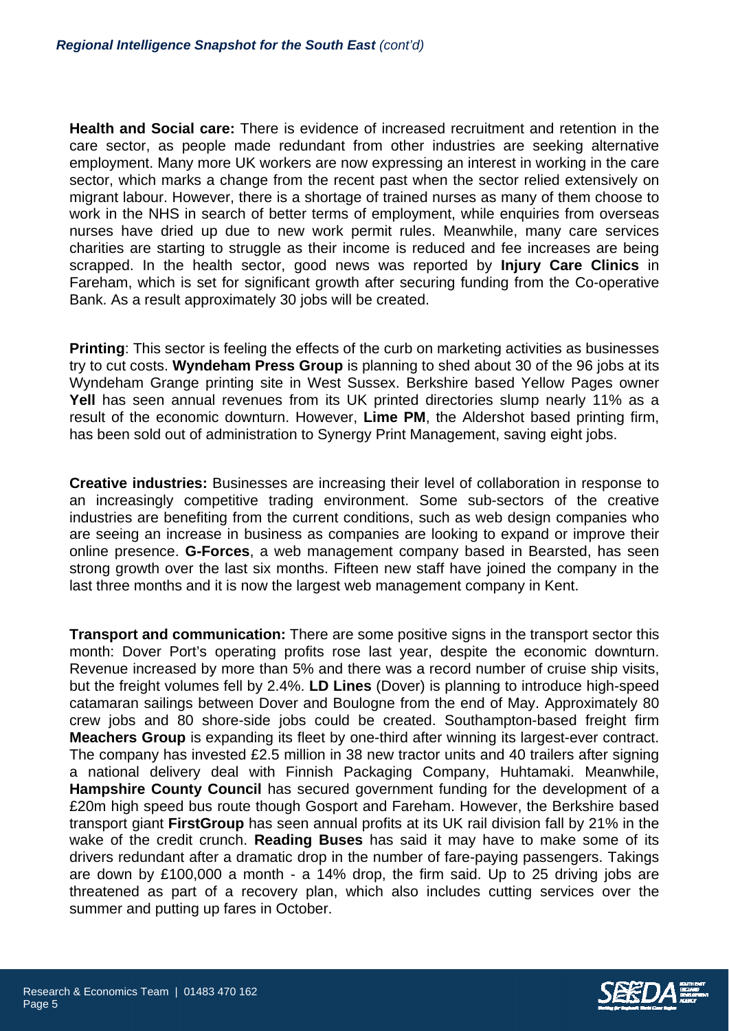**Health and Social care:** There is evidence of increased recruitment and retention in the care sector, as people made redundant from other industries are seeking alternative employment. Many more UK workers are now expressing an interest in working in the care sector, which marks a change from the recent past when the sector relied extensively on migrant labour. However, there is a shortage of trained nurses as many of them choose to work in the NHS in search of better terms of employment, while enquiries from overseas nurses have dried up due to new work permit rules. Meanwhile, many care services charities are starting to struggle as their income is reduced and fee increases are being scrapped. In the health sector, good news was reported by **Injury Care Clinics** in Fareham, which is set for significant growth after securing funding from the Co-operative Bank. As a result approximately 30 jobs will be created.

**Printing**: This sector is feeling the effects of the curb on marketing activities as businesses try to cut costs. **Wyndeham Press Group** is planning to shed about 30 of the 96 jobs at its Wyndeham Grange printing site in West Sussex. Berkshire based Yellow Pages owner **Yell** has seen annual revenues from its UK printed directories slump nearly 11% as a result of the economic downturn. However, **Lime PM**, the Aldershot based printing firm, has been sold out of administration to Synergy Print Management, saving eight jobs.

**Creative industries:** Businesses are increasing their level of collaboration in response to an increasingly competitive trading environment. Some sub-sectors of the creative industries are benefiting from the current conditions, such as web design companies who are seeing an increase in business as companies are looking to expand or improve their online presence. **G-Forces**, a web management company based in Bearsted, has seen strong growth over the last six months. Fifteen new staff have joined the company in the last three months and it is now the largest web management company in Kent.

**Transport and communication:** There are some positive signs in the transport sector this month: Dover Port's operating profits rose last year, despite the economic downturn. Revenue increased by more than 5% and there was a record number of cruise ship visits, but the freight volumes fell by 2.4%. **LD Lines** (Dover) is planning to introduce high-speed catamaran sailings between Dover and Boulogne from the end of May. Approximately 80 crew jobs and 80 shore-side jobs could be created. Southampton-based freight firm **Meachers Group** is expanding its fleet by one-third after winning its largest-ever contract. The company has invested £2.5 million in 38 new tractor units and 40 trailers after signing a national delivery deal with Finnish Packaging Company, Huhtamaki. Meanwhile, **Hampshire County Council** has secured government funding for the development of a £20m high speed bus route though Gosport and Fareham. However, the Berkshire based transport giant **FirstGroup** has seen annual profits at its UK rail division fall by 21% in the wake of the credit crunch. **Reading Buses** has said it may have to make some of its drivers redundant after a dramatic drop in the number of fare-paying passengers. Takings are down by £100,000 a month - a 14% drop, the firm said. Up to 25 driving jobs are threatened as part of a recovery plan, which also includes cutting services over the summer and putting up fares in October.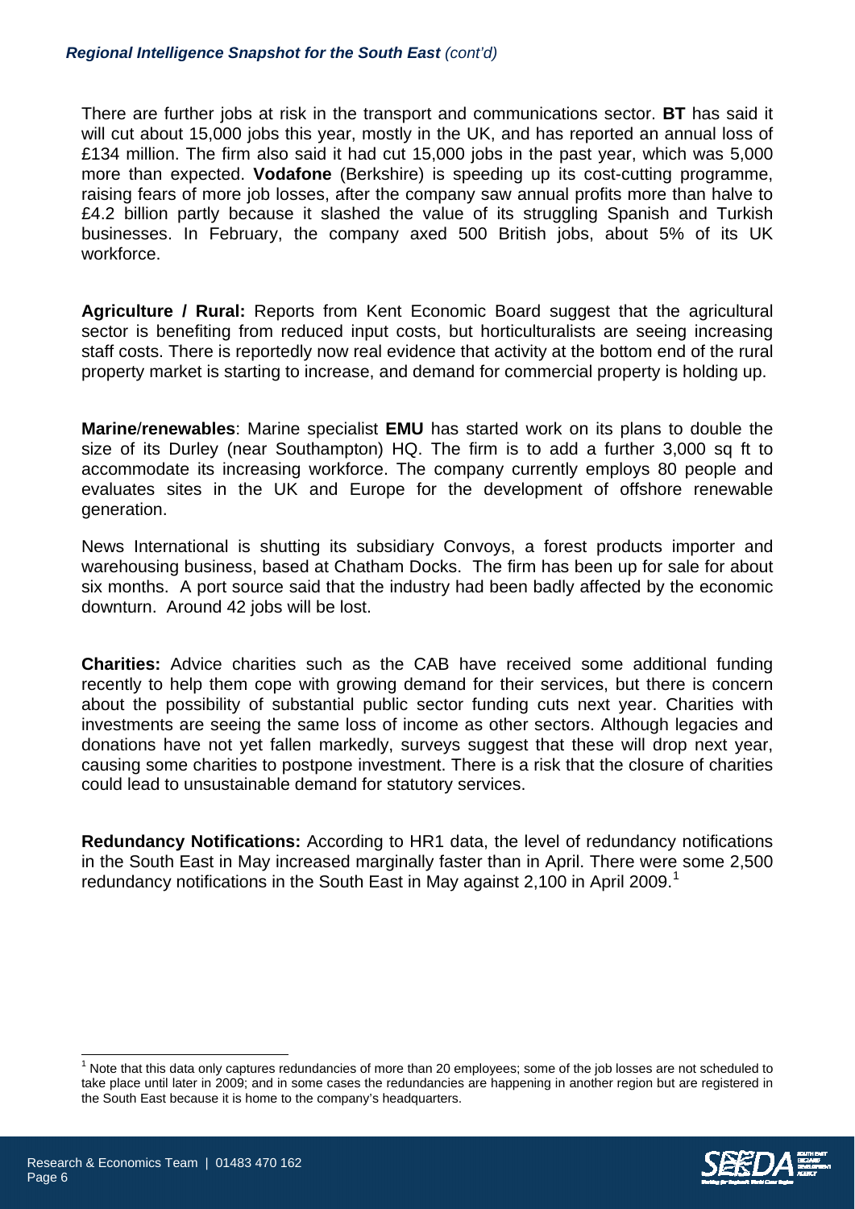There are further jobs at risk in the transport and communications sector. **BT** has said it will cut about 15,000 jobs this year, mostly in the UK, and has reported an annual loss of £134 million. The firm also said it had cut 15,000 jobs in the past year, which was 5,000 more than expected. **Vodafone** (Berkshire) is speeding up its cost-cutting programme, raising fears of more job losses, after the company saw annual profits more than halve to £4.2 billion partly because it slashed the value of its struggling Spanish and Turkish businesses. In February, the company axed 500 British jobs, about 5% of its UK workforce.

**Agriculture / Rural:** Reports from Kent Economic Board suggest that the agricultural sector is benefiting from reduced input costs, but horticulturalists are seeing increasing staff costs. There is reportedly now real evidence that activity at the bottom end of the rural property market is starting to increase, and demand for commercial property is holding up.

**Marine/renewables**: Marine specialist **EMU** has started work on its plans to double the size of its Durley (near Southampton) HQ. The firm is to add a further 3,000 sq ft to accommodate its increasing workforce. The company currently employs 80 people and evaluates sites in the UK and Europe for the development of offshore renewable generation.

News International is shutting its subsidiary Convoys, a forest products importer and warehousing business, based at Chatham Docks. The firm has been up for sale for about six months. A port source said that the industry had been badly affected by the economic downturn. Around 42 jobs will be lost.

**Charities:** Advice charities such as the CAB have received some additional funding recently to help them cope with growing demand for their services, but there is concern about the possibility of substantial public sector funding cuts next year. Charities with investments are seeing the same loss of income as other sectors. Although legacies and donations have not yet fallen markedly, surveys suggest that these will drop next year, causing some charities to postpone investment. There is a risk that the closure of charities could lead to unsustainable demand for statutory services.

**Redundancy Notifications:** According to HR1 data, the level of redundancy notifications in the South East in May increased marginally faster than in April. There were some 2,500 redundancy notifications in the South East in May against 2,100 in April 2009.[1]

[1] Note that this data only captures redundancies of more than 20 employees; some of the job losses are not scheduled to take place until later in 2009; and in some cases the redundancies are happening in another region but are registered in the South East because it is home to the company's headquarters.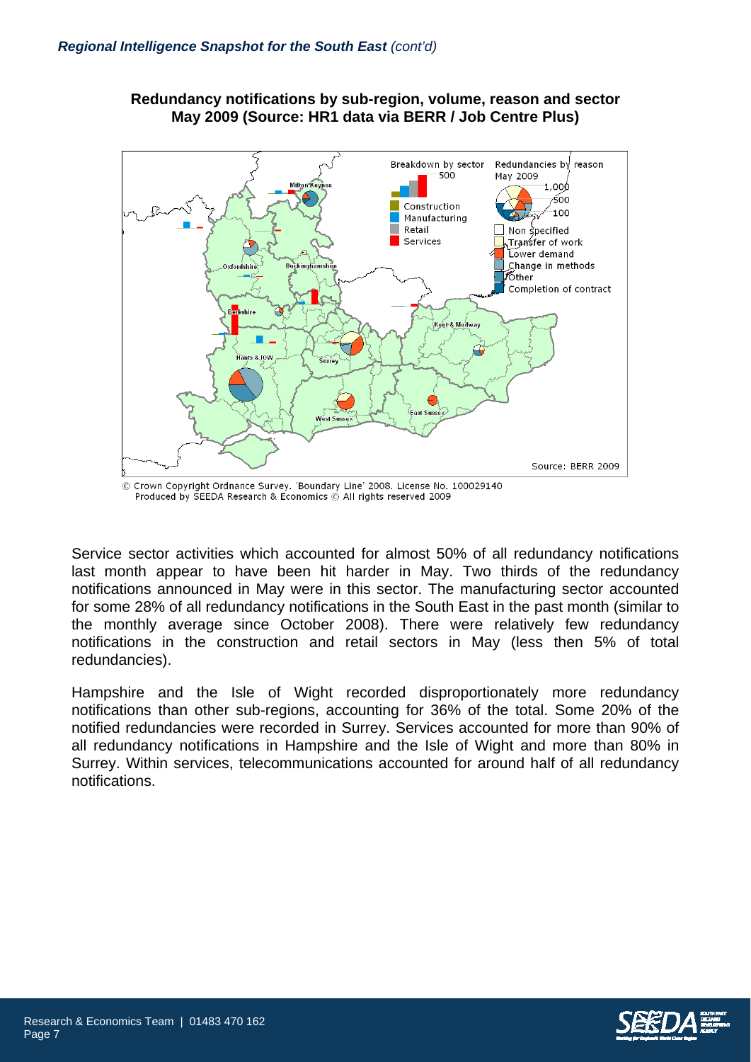***Regional Intelligence Snapshot for the South East** (cont'd)*

**Redundancy notifications by sub-region, volume, reason and sector May 2009 (Source: HR1 data via BERR / Job Centre Plus)**

Breakdown by sector
500
Construction
Manufacturing
Retail
Services

Redundancies by reason
May 2009
1,000
500
100
Non specified
Transfer of work
Lower demand
Change in methods
Other
Completion of contract

Milton Keynes
Oxfordshire
Buckinghamshire
Berkshire
Hants & IOW
Surrey
Kent & Medway
West Sussex
East Sussex

Source: BERR 2009

© Crown Copyright Ordnance Survey. 'Boundary Line' 2008. License No. 100029140
Produced by SEEDA Research & Economics © All rights reserved 2009

Service sector activities which accounted for almost 50% of all redundancy notifications last month appear to have been hit harder in May. Two thirds of the redundancy notifications announced in May were in this sector. The manufacturing sector accounted for some 28% of all redundancy notifications in the South East in the past month (similar to the monthly average since October 2008). There were relatively few redundancy notifications in the construction and retail sectors in May (less then 5% of total redundancies).

Hampshire and the Isle of Wight recorded disproportionately more redundancy notifications than other sub-regions, accounting for 36% of the total. Some 20% of the notified redundancies were recorded in Surrey. Services accounted for more than 90% of all redundancy notifications in Hampshire and the Isle of Wight and more than 80% in Surrey. Within services, telecommunications accounted for around half of all redundancy notifications.